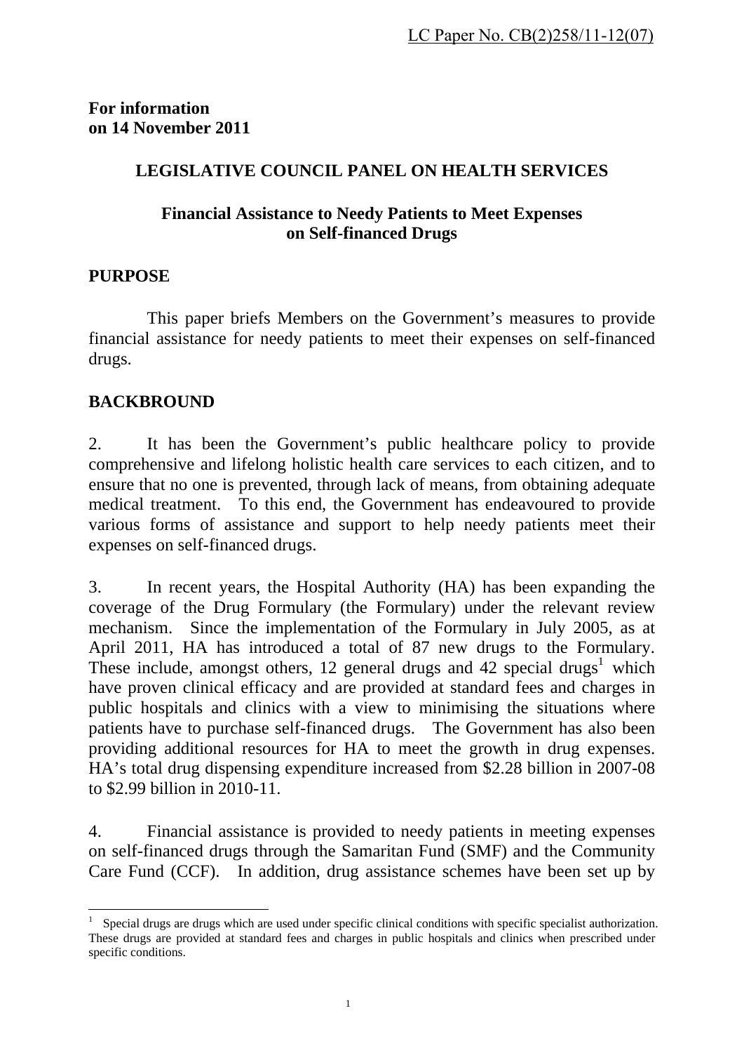LC Paper No. CB(2)258/11-12(07)

**For information on 14 November 2011**

## LEGISLATIVE COUNCIL PANEL ON HEALTH SERVICES

### Financial Assistance to Needy Patients to Meet Expenses on Self-financed Drugs

## PURPOSE

This paper briefs Members on the Government's measures to provide financial assistance for needy patients to meet their expenses on self-financed drugs.

## BACKBROUND

2. It has been the Government's public healthcare policy to provide comprehensive and lifelong holistic health care services to each citizen, and to ensure that no one is prevented, through lack of means, from obtaining adequate medical treatment. To this end, the Government has endeavoured to provide various forms of assistance and support to help needy patients meet their expenses on self-financed drugs.

3. In recent years, the Hospital Authority (HA) has been expanding the coverage of the Drug Formulary (the Formulary) under the relevant review mechanism. Since the implementation of the Formulary in July 2005, as at April 2011, HA has introduced a total of 87 new drugs to the Formulary. These include, amongst others, 12 general drugs and 42 special drugs[1] which have proven clinical efficacy and are provided at standard fees and charges in public hospitals and clinics with a view to minimising the situations where patients have to purchase self-financed drugs. The Government has also been providing additional resources for HA to meet the growth in drug expenses. HA's total drug dispensing expenditure increased from \$2.28 billion in 2007-08 to \$2.99 billion in 2010-11.

4. Financial assistance is provided to needy patients in meeting expenses on self-financed drugs through the Samaritan Fund (SMF) and the Community Care Fund (CCF). In addition, drug assistance schemes have been set up by

[1] Special drugs are drugs which are used under specific clinical conditions with specific specialist authorization. These drugs are provided at standard fees and charges in public hospitals and clinics when prescribed under specific conditions.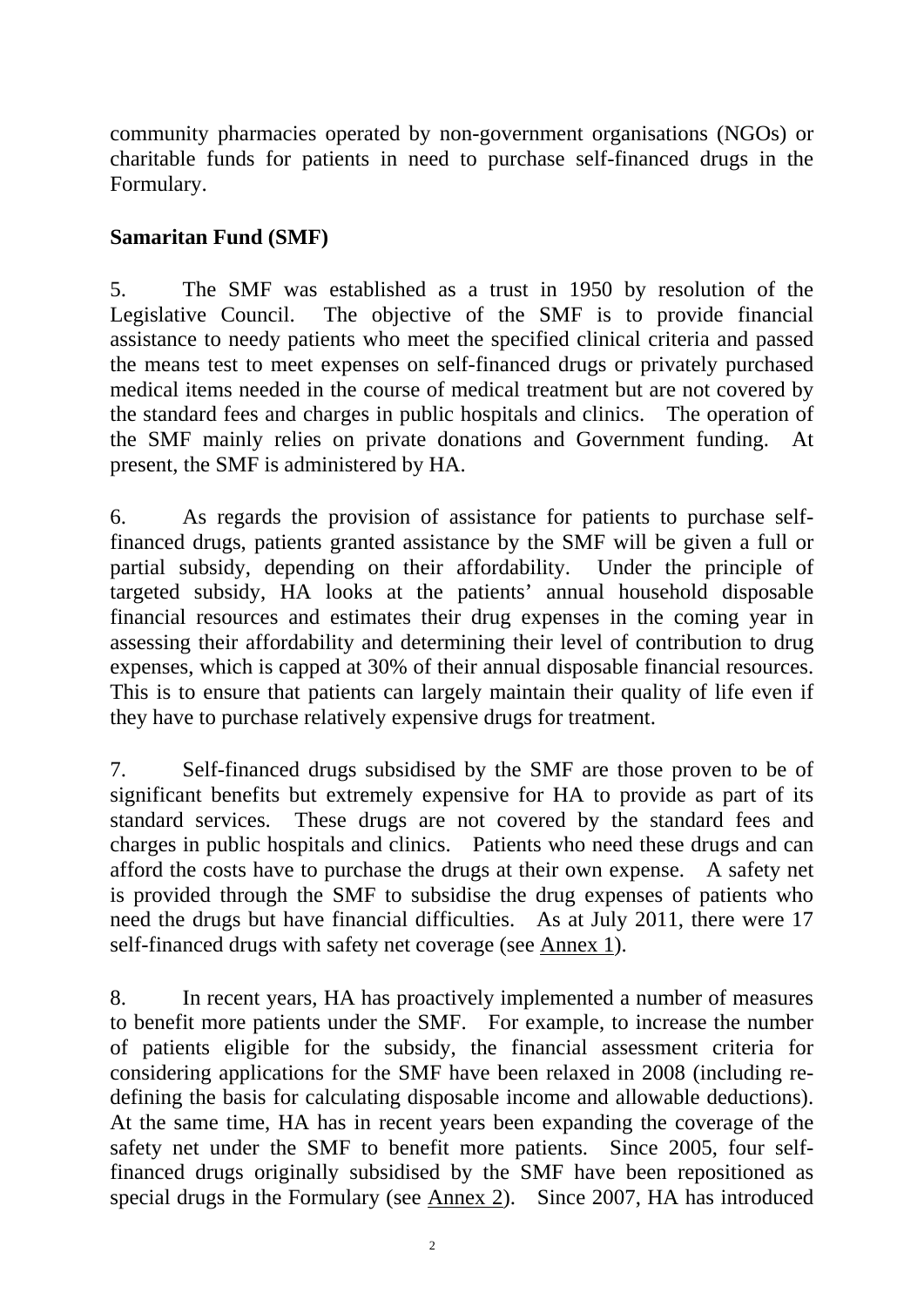community pharmacies operated by non-government organisations (NGOs) or charitable funds for patients in need to purchase self-financed drugs in the Formulary.

**Samaritan Fund (SMF)**

5. The SMF was established as a trust in 1950 by resolution of the Legislative Council. The objective of the SMF is to provide financial assistance to needy patients who meet the specified clinical criteria and passed the means test to meet expenses on self-financed drugs or privately purchased medical items needed in the course of medical treatment but are not covered by the standard fees and charges in public hospitals and clinics. The operation of the SMF mainly relies on private donations and Government funding. At present, the SMF is administered by HA.

6. As regards the provision of assistance for patients to purchase self-financed drugs, patients granted assistance by the SMF will be given a full or partial subsidy, depending on their affordability. Under the principle of targeted subsidy, HA looks at the patients' annual household disposable financial resources and estimates their drug expenses in the coming year in assessing their affordability and determining their level of contribution to drug expenses, which is capped at 30% of their annual disposable financial resources. This is to ensure that patients can largely maintain their quality of life even if they have to purchase relatively expensive drugs for treatment.

7. Self-financed drugs subsidised by the SMF are those proven to be of significant benefits but extremely expensive for HA to provide as part of its standard services. These drugs are not covered by the standard fees and charges in public hospitals and clinics. Patients who need these drugs and can afford the costs have to purchase the drugs at their own expense. A safety net is provided through the SMF to subsidise the drug expenses of patients who need the drugs but have financial difficulties. As at July 2011, there were 17 self-financed drugs with safety net coverage (see Annex 1).

8. In recent years, HA has proactively implemented a number of measures to benefit more patients under the SMF. For example, to increase the number of patients eligible for the subsidy, the financial assessment criteria for considering applications for the SMF have been relaxed in 2008 (including re-defining the basis for calculating disposable income and allowable deductions). At the same time, HA has in recent years been expanding the coverage of the safety net under the SMF to benefit more patients. Since 2005, four self-financed drugs originally subsidised by the SMF have been repositioned as special drugs in the Formulary (see Annex 2). Since 2007, HA has introduced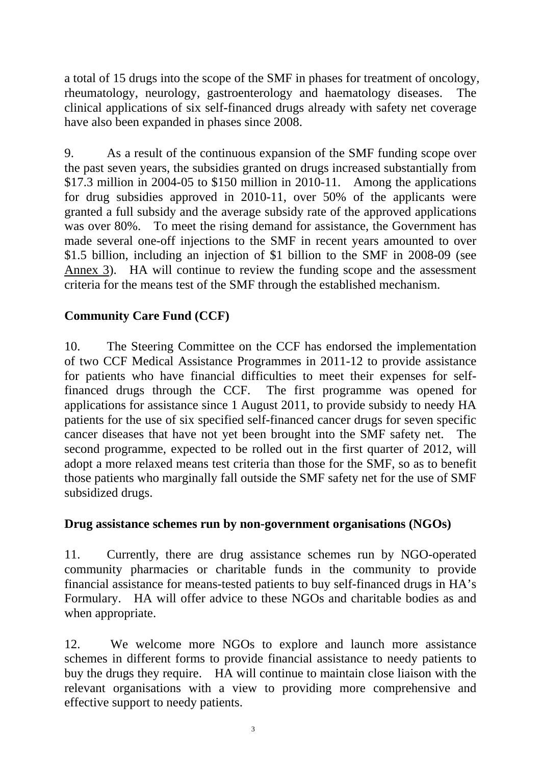a total of 15 drugs into the scope of the SMF in phases for treatment of oncology, rheumatology, neurology, gastroenterology and haematology diseases. The clinical applications of six self-financed drugs already with safety net coverage have also been expanded in phases since 2008.

9. As a result of the continuous expansion of the SMF funding scope over the past seven years, the subsidies granted on drugs increased substantially from $17.3 million in 2004-05 to $150 million in 2010-11. Among the applications for drug subsidies approved in 2010-11, over 50% of the applicants were granted a full subsidy and the average subsidy rate of the approved applications was over 80%. To meet the rising demand for assistance, the Government has made several one-off injections to the SMF in recent years amounted to over $1.5 billion, including an injection of $1 billion to the SMF in 2008-09 (see Annex 3). HA will continue to review the funding scope and the assessment criteria for the means test of the SMF through the established mechanism.

**Community Care Fund (CCF)**

10. The Steering Committee on the CCF has endorsed the implementation of two CCF Medical Assistance Programmes in 2011-12 to provide assistance for patients who have financial difficulties to meet their expenses for self-financed drugs through the CCF. The first programme was opened for applications for assistance since 1 August 2011, to provide subsidy to needy HA patients for the use of six specified self-financed cancer drugs for seven specific cancer diseases that have not yet been brought into the SMF safety net. The second programme, expected to be rolled out in the first quarter of 2012, will adopt a more relaxed means test criteria than those for the SMF, so as to benefit those patients who marginally fall outside the SMF safety net for the use of SMF subsidized drugs.

**Drug assistance schemes run by non-government organisations (NGOs)**

11. Currently, there are drug assistance schemes run by NGO-operated community pharmacies or charitable funds in the community to provide financial assistance for means-tested patients to buy self-financed drugs in HA's Formulary. HA will offer advice to these NGOs and charitable bodies as and when appropriate.

12. We welcome more NGOs to explore and launch more assistance schemes in different forms to provide financial assistance to needy patients to buy the drugs they require. HA will continue to maintain close liaison with the relevant organisations with a view to providing more comprehensive and effective support to needy patients.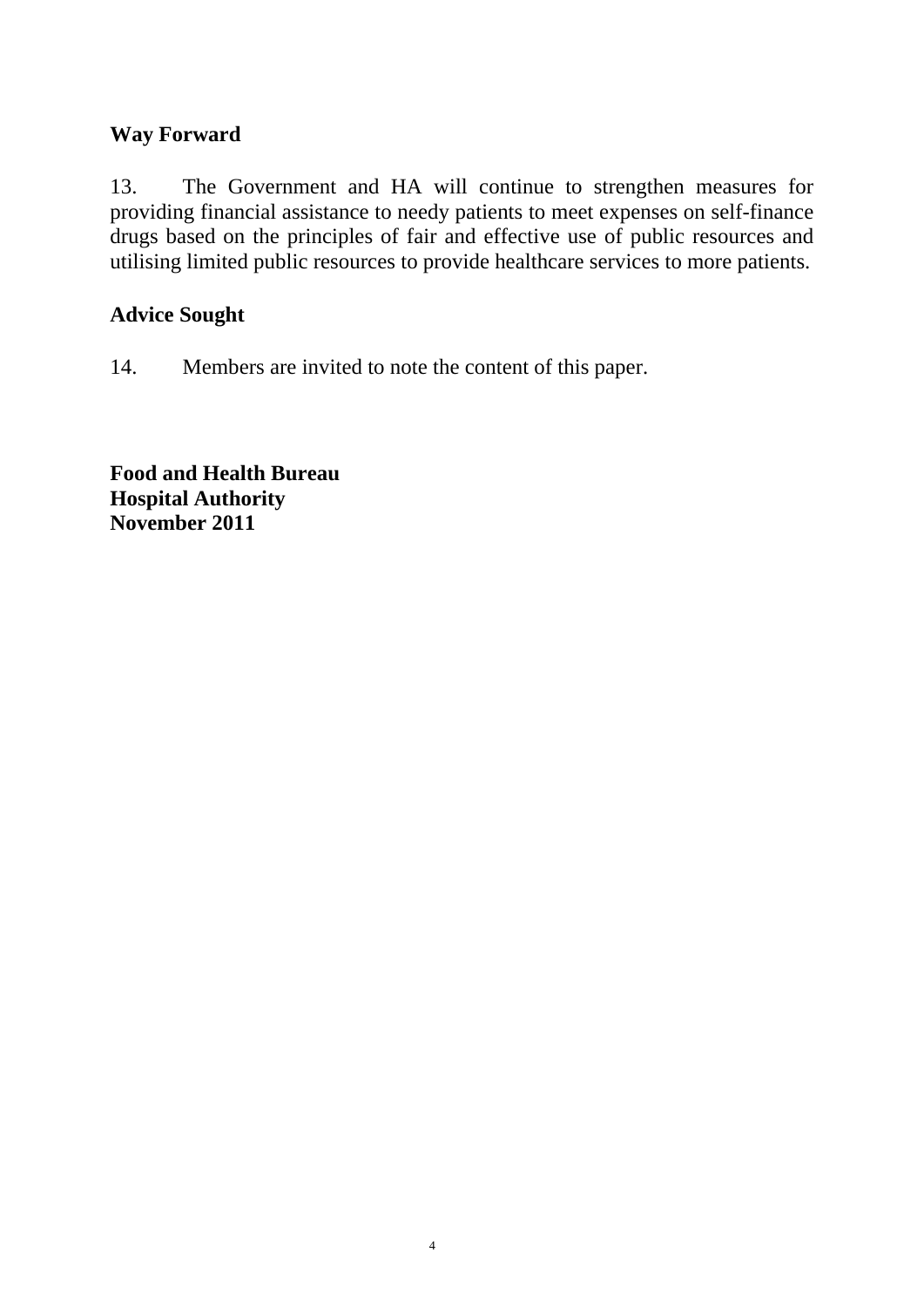## Way Forward

13. The Government and HA will continue to strengthen measures for providing financial assistance to needy patients to meet expenses on self-finance drugs based on the principles of fair and effective use of public resources and utilising limited public resources to provide healthcare services to more patients.

## Advice Sought

14. Members are invited to note the content of this paper.

**Food and Health Bureau**
**Hospital Authority**
**November 2011**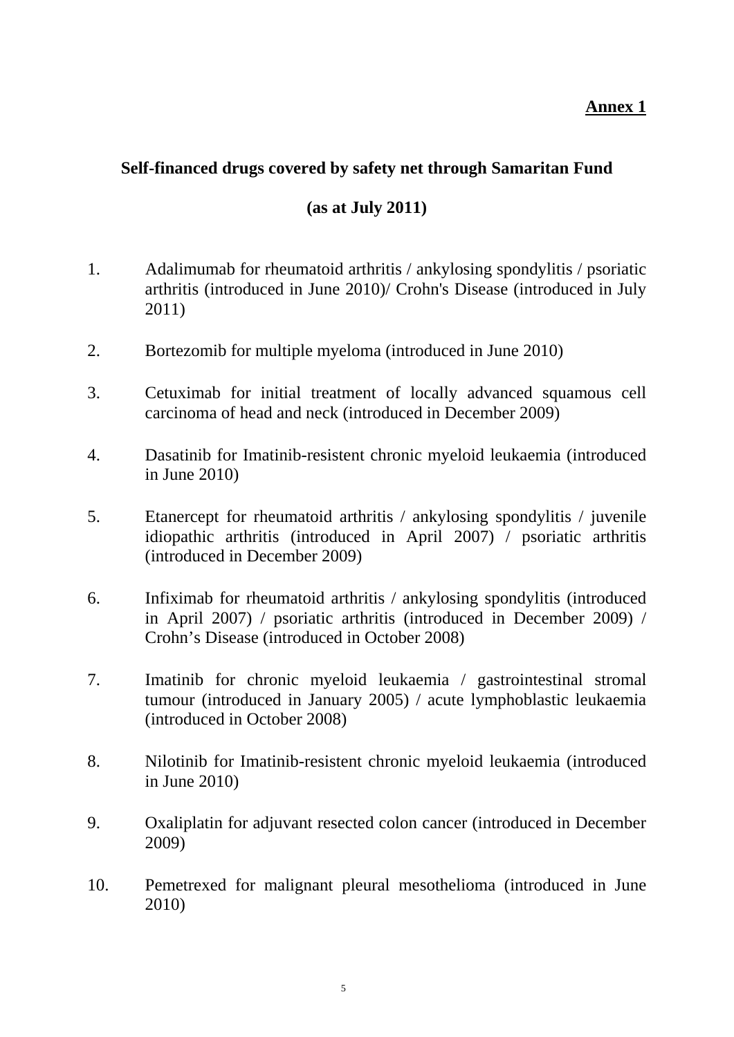**Annex 1**

## Self-financed drugs covered by safety net through Samaritan Fund

## (as at July 2011)

1. Adalimumab for rheumatoid arthritis / ankylosing spondylitis / psoriatic arthritis (introduced in June 2010)/ Crohn's Disease (introduced in July 2011)

2. Bortezomib for multiple myeloma (introduced in June 2010)

3. Cetuximab for initial treatment of locally advanced squamous cell carcinoma of head and neck (introduced in December 2009)

4. Dasatinib for Imatinib-resistent chronic myeloid leukaemia (introduced in June 2010)

5. Etanercept for rheumatoid arthritis / ankylosing spondylitis / juvenile idiopathic arthritis (introduced in April 2007) / psoriatic arthritis (introduced in December 2009)

6. Infiximab for rheumatoid arthritis / ankylosing spondylitis (introduced in April 2007) / psoriatic arthritis (introduced in December 2009) / Crohn's Disease (introduced in October 2008)

7. Imatinib for chronic myeloid leukaemia / gastrointestinal stromal tumour (introduced in January 2005) / acute lymphoblastic leukaemia (introduced in October 2008)

8. Nilotinib for Imatinib-resistent chronic myeloid leukaemia (introduced in June 2010)

9. Oxaliplatin for adjuvant resected colon cancer (introduced in December 2009)

10. Pemetrexed for malignant pleural mesothelioma (introduced in June 2010)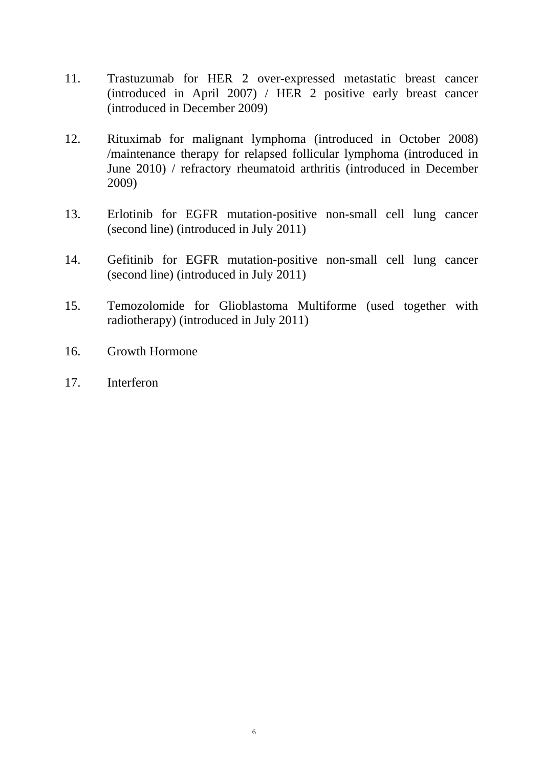11. Trastuzumab for HER 2 over-expressed metastatic breast cancer (introduced in April 2007) / HER 2 positive early breast cancer (introduced in December 2009)

12. Rituximab for malignant lymphoma (introduced in October 2008) /maintenance therapy for relapsed follicular lymphoma (introduced in June 2010) / refractory rheumatoid arthritis (introduced in December 2009)

13. Erlotinib for EGFR mutation-positive non-small cell lung cancer (second line) (introduced in July 2011)

14. Gefitinib for EGFR mutation-positive non-small cell lung cancer (second line) (introduced in July 2011)

15. Temozolomide for Glioblastoma Multiforme (used together with radiotherapy) (introduced in July 2011)

16. Growth Hormone

17. Interferon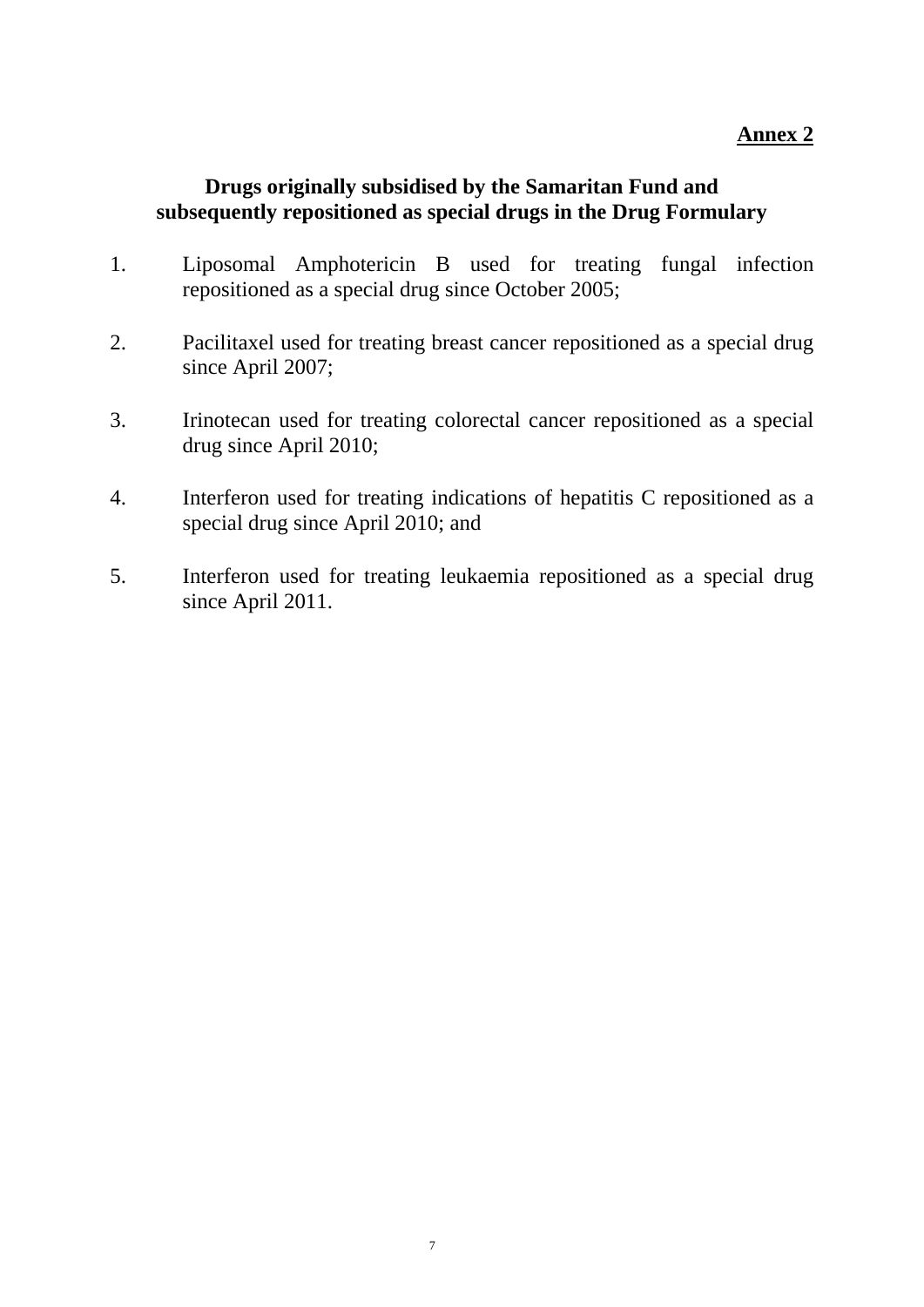**Annex 2**

## Drugs originally subsidised by the Samaritan Fund and subsequently repositioned as special drugs in the Drug Formulary

1. Liposomal Amphotericin B used for treating fungal infection repositioned as a special drug since October 2005;

2. Pacilitaxel used for treating breast cancer repositioned as a special drug since April 2007;

3. Irinotecan used for treating colorectal cancer repositioned as a special drug since April 2010;

4. Interferon used for treating indications of hepatitis C repositioned as a special drug since April 2010; and

5. Interferon used for treating leukaemia repositioned as a special drug since April 2011.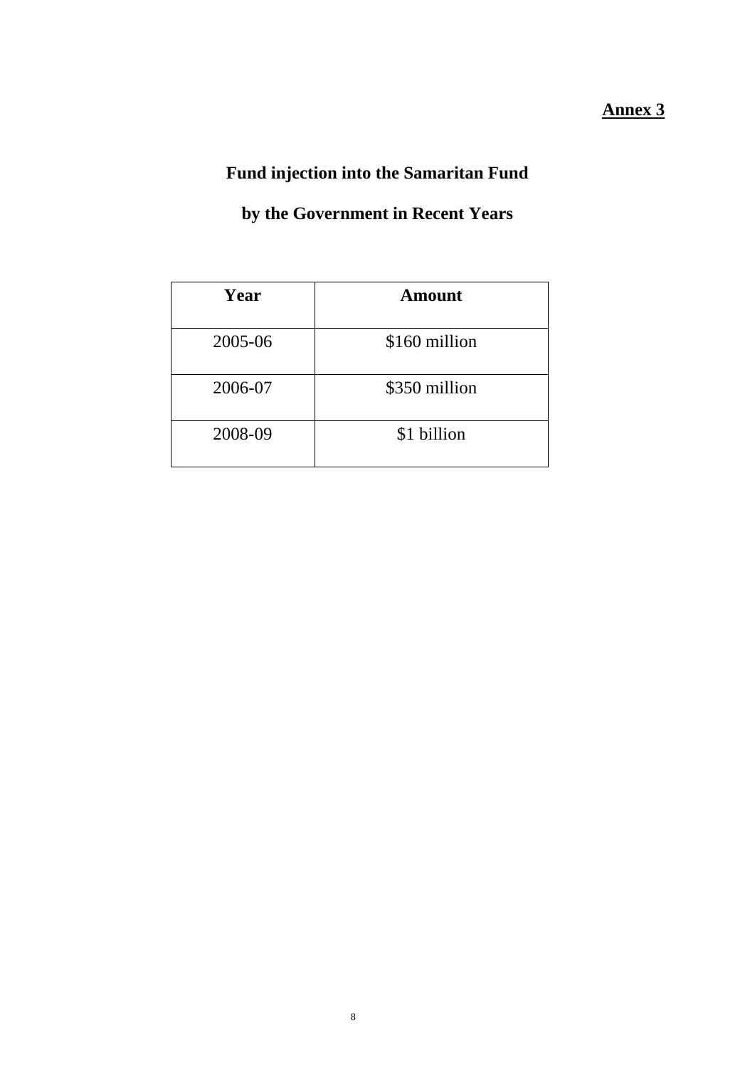**Annex 3**

# Fund injection into the Samaritan Fund

# by the Government in Recent Years

| Year | Amount |
|---|---|
| 2005-06 | $160 million |
| 2006-07 | $350 million |
| 2008-09 | $1 billion |